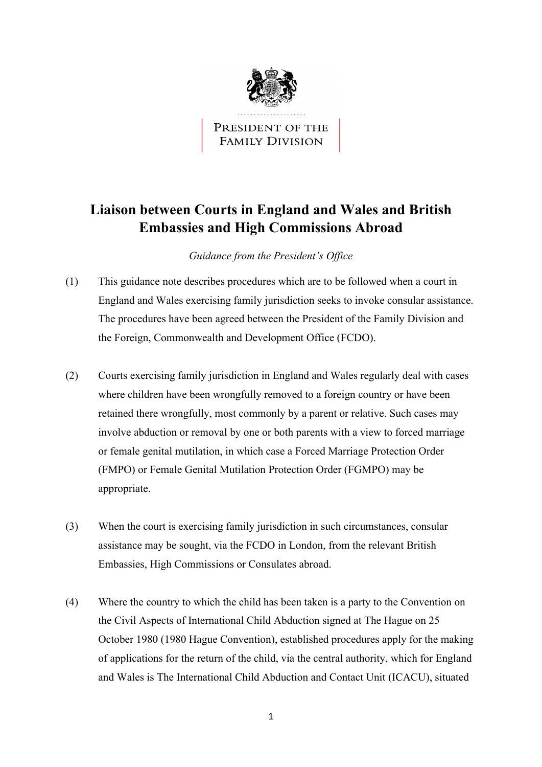PRESIDENT OF THE FAMILY DIVISION

# Liaison between Courts in England and Wales and British Embassies and High Commissions Abroad

*Guidance from the President's Office*

(1) This guidance note describes procedures which are to be followed when a court in England and Wales exercising family jurisdiction seeks to invoke consular assistance. The procedures have been agreed between the President of the Family Division and the Foreign, Commonwealth and Development Office (FCDO).

(2) Courts exercising family jurisdiction in England and Wales regularly deal with cases where children have been wrongfully removed to a foreign country or have been retained there wrongfully, most commonly by a parent or relative. Such cases may involve abduction or removal by one or both parents with a view to forced marriage or female genital mutilation, in which case a Forced Marriage Protection Order (FMPO) or Female Genital Mutilation Protection Order (FGMPO) may be appropriate.

(3) When the court is exercising family jurisdiction in such circumstances, consular assistance may be sought, via the FCDO in London, from the relevant British Embassies, High Commissions or Consulates abroad.

(4) Where the country to which the child has been taken is a party to the Convention on the Civil Aspects of International Child Abduction signed at The Hague on 25 October 1980 (1980 Hague Convention), established procedures apply for the making of applications for the return of the child, via the central authority, which for England and Wales is The International Child Abduction and Contact Unit (ICACU), situated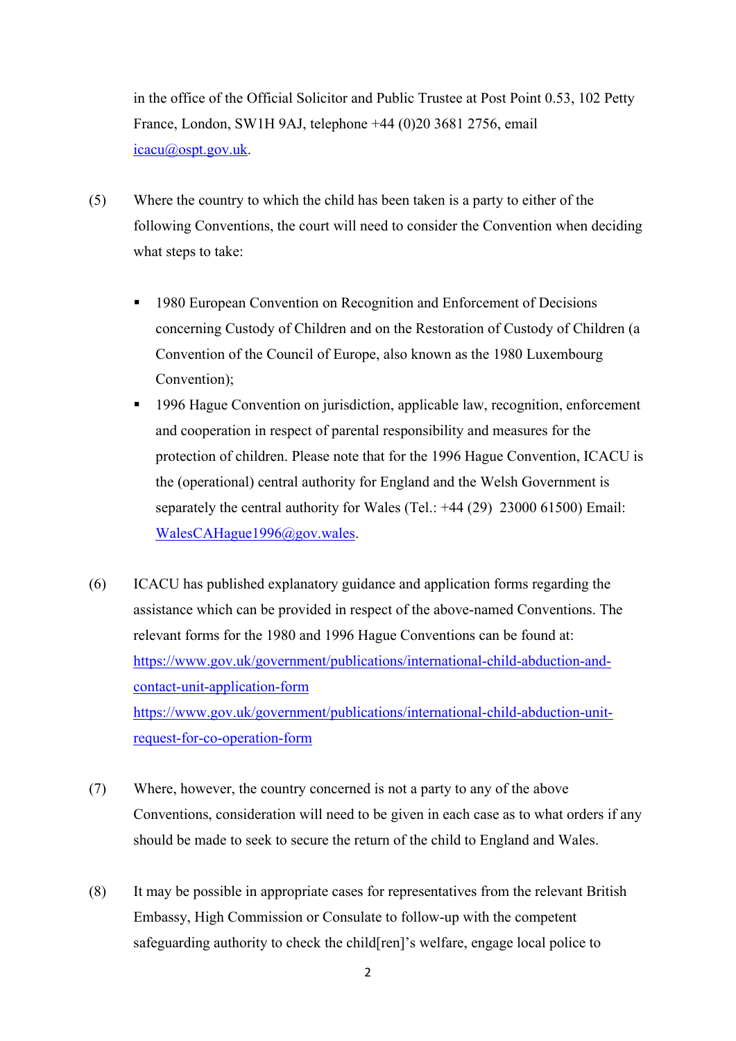in the office of the Official Solicitor and Public Trustee at Post Point 0.53, 102 Petty France, London, SW1H 9AJ, telephone +44 (0)20 3681 2756, email icacu@ospt.gov.uk.

(5) Where the country to which the child has been taken is a party to either of the following Conventions, the court will need to consider the Convention when deciding what steps to take:

- 1980 European Convention on Recognition and Enforcement of Decisions concerning Custody of Children and on the Restoration of Custody of Children (a Convention of the Council of Europe, also known as the 1980 Luxembourg Convention);
- 1996 Hague Convention on jurisdiction, applicable law, recognition, enforcement and cooperation in respect of parental responsibility and measures for the protection of children. Please note that for the 1996 Hague Convention, ICACU is the (operational) central authority for England and the Welsh Government is separately the central authority for Wales (Tel.: +44 (29) 23000 61500) Email: WalesCAHague1996@gov.wales.

(6) ICACU has published explanatory guidance and application forms regarding the assistance which can be provided in respect of the above-named Conventions. The relevant forms for the 1980 and 1996 Hague Conventions can be found at:
https://www.gov.uk/government/publications/international-child-abduction-and-contact-unit-application-form
https://www.gov.uk/government/publications/international-child-abduction-unit-request-for-co-operation-form

(7) Where, however, the country concerned is not a party to any of the above Conventions, consideration will need to be given in each case as to what orders if any should be made to seek to secure the return of the child to England and Wales.

(8) It may be possible in appropriate cases for representatives from the relevant British Embassy, High Commission or Consulate to follow-up with the competent safeguarding authority to check the child[ren]'s welfare, engage local police to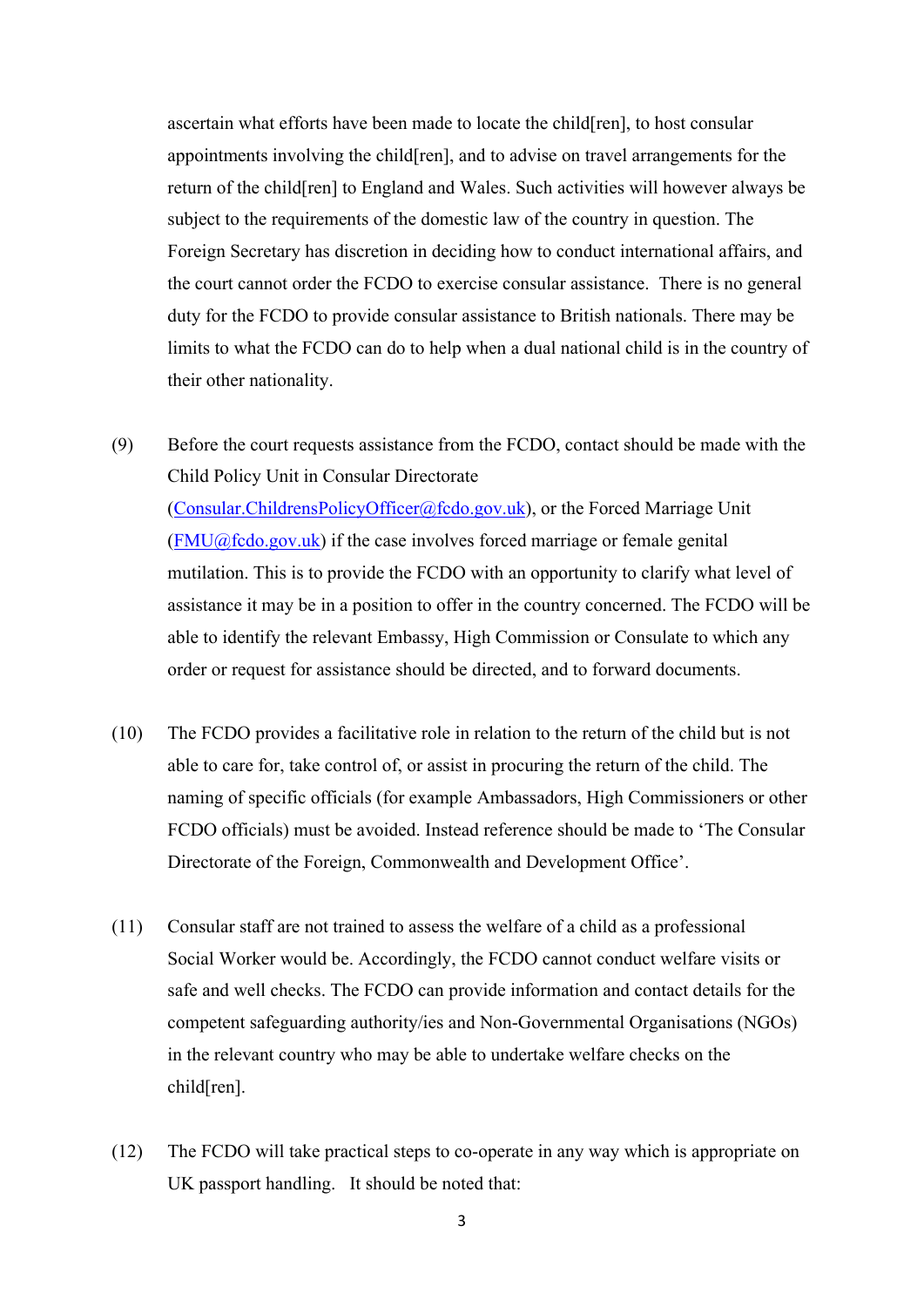ascertain what efforts have been made to locate the child[ren], to host consular appointments involving the child[ren], and to advise on travel arrangements for the return of the child[ren] to England and Wales. Such activities will however always be subject to the requirements of the domestic law of the country in question. The Foreign Secretary has discretion in deciding how to conduct international affairs, and the court cannot order the FCDO to exercise consular assistance. There is no general duty for the FCDO to provide consular assistance to British nationals. There may be limits to what the FCDO can do to help when a dual national child is in the country of their other nationality.

(9) Before the court requests assistance from the FCDO, contact should be made with the Child Policy Unit in Consular Directorate (Consular.ChildrensPolicyOfficer@fcdo.gov.uk), or the Forced Marriage Unit (FMU@fcdo.gov.uk) if the case involves forced marriage or female genital mutilation. This is to provide the FCDO with an opportunity to clarify what level of assistance it may be in a position to offer in the country concerned. The FCDO will be able to identify the relevant Embassy, High Commission or Consulate to which any order or request for assistance should be directed, and to forward documents.

(10) The FCDO provides a facilitative role in relation to the return of the child but is not able to care for, take control of, or assist in procuring the return of the child. The naming of specific officials (for example Ambassadors, High Commissioners or other FCDO officials) must be avoided. Instead reference should be made to 'The Consular Directorate of the Foreign, Commonwealth and Development Office'.

(11) Consular staff are not trained to assess the welfare of a child as a professional Social Worker would be. Accordingly, the FCDO cannot conduct welfare visits or safe and well checks. The FCDO can provide information and contact details for the competent safeguarding authority/ies and Non-Governmental Organisations (NGOs) in the relevant country who may be able to undertake welfare checks on the child[ren].

(12) The FCDO will take practical steps to co-operate in any way which is appropriate on UK passport handling. It should be noted that: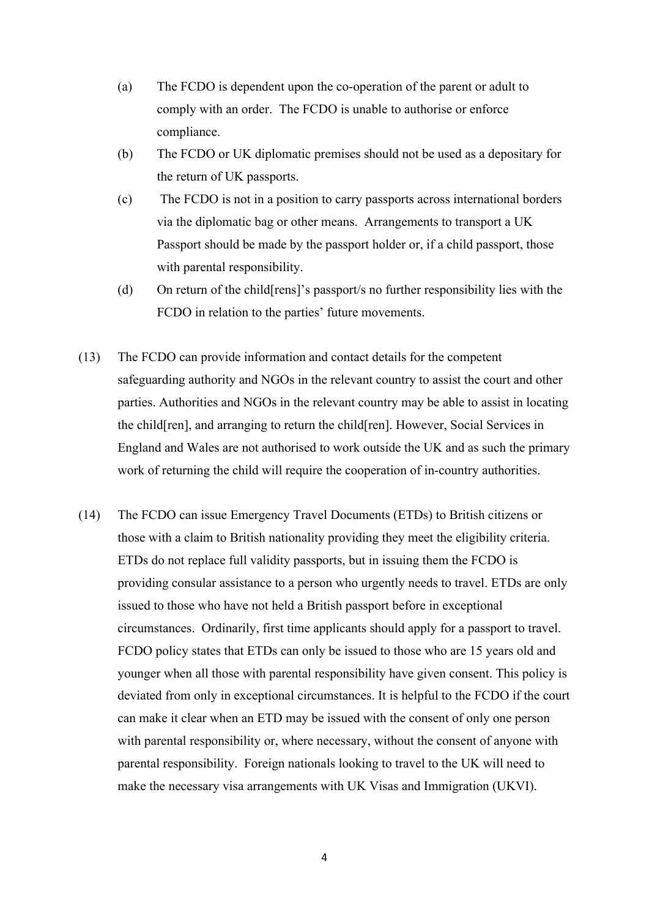(a) The FCDO is dependent upon the co-operation of the parent or adult to comply with an order. The FCDO is unable to authorise or enforce compliance.

(b) The FCDO or UK diplomatic premises should not be used as a depositary for the return of UK passports.

(c) The FCDO is not in a position to carry passports across international borders via the diplomatic bag or other means. Arrangements to transport a UK Passport should be made by the passport holder or, if a child passport, those with parental responsibility.

(d) On return of the child[rens]'s passport/s no further responsibility lies with the FCDO in relation to the parties' future movements.

(13) The FCDO can provide information and contact details for the competent safeguarding authority and NGOs in the relevant country to assist the court and other parties. Authorities and NGOs in the relevant country may be able to assist in locating the child[ren], and arranging to return the child[ren]. However, Social Services in England and Wales are not authorised to work outside the UK and as such the primary work of returning the child will require the cooperation of in-country authorities.

(14) The FCDO can issue Emergency Travel Documents (ETDs) to British citizens or those with a claim to British nationality providing they meet the eligibility criteria. ETDs do not replace full validity passports, but in issuing them the FCDO is providing consular assistance to a person who urgently needs to travel. ETDs are only issued to those who have not held a British passport before in exceptional circumstances. Ordinarily, first time applicants should apply for a passport to travel. FCDO policy states that ETDs can only be issued to those who are 15 years old and younger when all those with parental responsibility have given consent. This policy is deviated from only in exceptional circumstances. It is helpful to the FCDO if the court can make it clear when an ETD may be issued with the consent of only one person with parental responsibility or, where necessary, without the consent of anyone with parental responsibility. Foreign nationals looking to travel to the UK will need to make the necessary visa arrangements with UK Visas and Immigration (UKVI).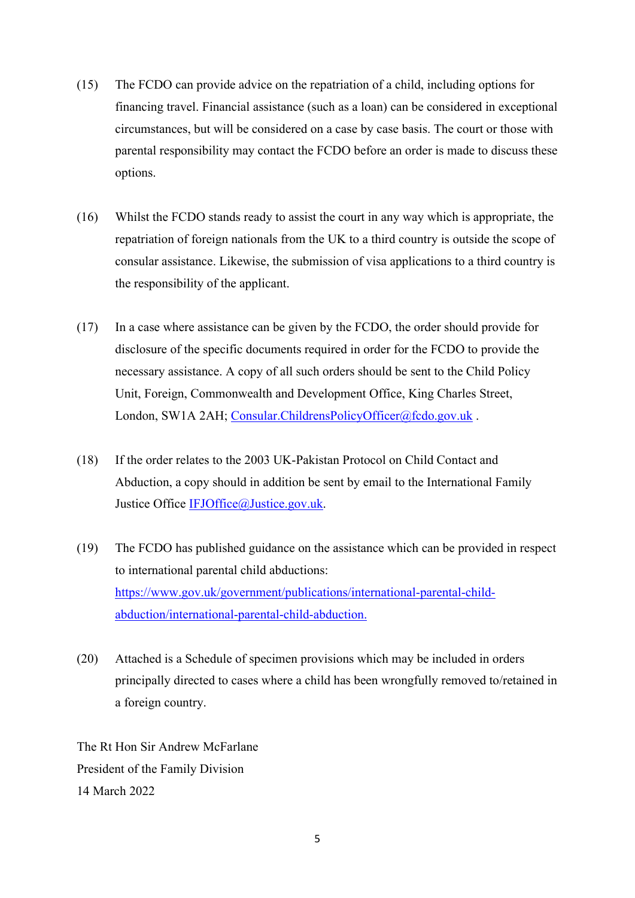(15) The FCDO can provide advice on the repatriation of a child, including options for financing travel. Financial assistance (such as a loan) can be considered in exceptional circumstances, but will be considered on a case by case basis. The court or those with parental responsibility may contact the FCDO before an order is made to discuss these options.

(16) Whilst the FCDO stands ready to assist the court in any way which is appropriate, the repatriation of foreign nationals from the UK to a third country is outside the scope of consular assistance. Likewise, the submission of visa applications to a third country is the responsibility of the applicant.

(17) In a case where assistance can be given by the FCDO, the order should provide for disclosure of the specific documents required in order for the FCDO to provide the necessary assistance. A copy of all such orders should be sent to the Child Policy Unit, Foreign, Commonwealth and Development Office, King Charles Street, London, SW1A 2AH; [Consular.ChildrensPolicyOfficer@fcdo.gov.uk](mailto:Consular.ChildrensPolicyOfficer@fcdo.gov.uk) .

(18) If the order relates to the 2003 UK-Pakistan Protocol on Child Contact and Abduction, a copy should in addition be sent by email to the International Family Justice Office [IFJOffice@Justice.gov.uk](mailto:IFJOffice@Justice.gov.uk).

(19) The FCDO has published guidance on the assistance which can be provided in respect to international parental child abductions: [https://www.gov.uk/government/publications/international-parental-child-abduction/international-parental-child-abduction.](https://www.gov.uk/government/publications/international-parental-child-abduction/international-parental-child-abduction)

(20) Attached is a Schedule of specimen provisions which may be included in orders principally directed to cases where a child has been wrongfully removed to/retained in a foreign country.

The Rt Hon Sir Andrew McFarlane
President of the Family Division
14 March 2022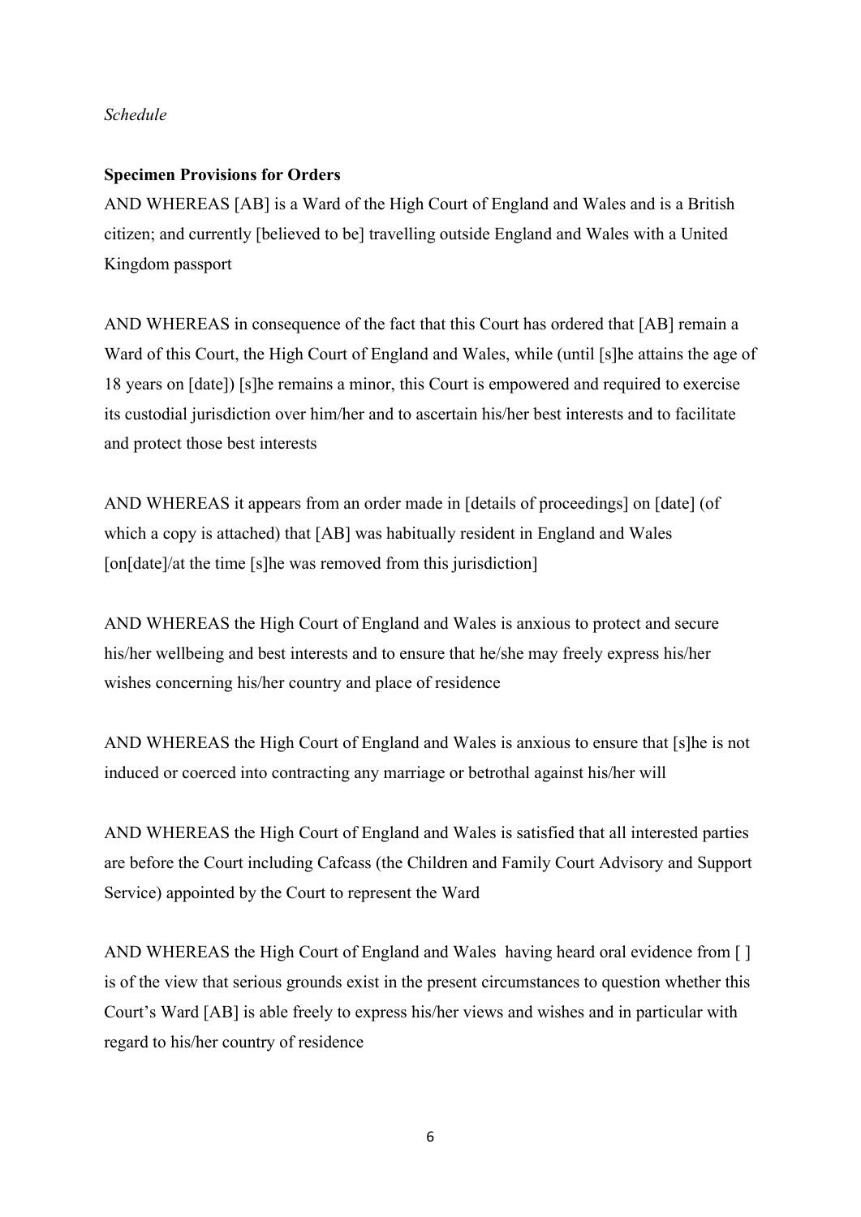*Schedule*

**Specimen Provisions for Orders**

AND WHEREAS [AB] is a Ward of the High Court of England and Wales and is a British citizen; and currently [believed to be] travelling outside England and Wales with a United Kingdom passport

AND WHEREAS in consequence of the fact that this Court has ordered that [AB] remain a Ward of this Court, the High Court of England and Wales, while (until [s]he attains the age of 18 years on [date]) [s]he remains a minor, this Court is empowered and required to exercise its custodial jurisdiction over him/her and to ascertain his/her best interests and to facilitate and protect those best interests

AND WHEREAS it appears from an order made in [details of proceedings] on [date] (of which a copy is attached) that [AB] was habitually resident in England and Wales [on[date]/at the time [s]he was removed from this jurisdiction]

AND WHEREAS the High Court of England and Wales is anxious to protect and secure his/her wellbeing and best interests and to ensure that he/she may freely express his/her wishes concerning his/her country and place of residence

AND WHEREAS the High Court of England and Wales is anxious to ensure that [s]he is not induced or coerced into contracting any marriage or betrothal against his/her will

AND WHEREAS the High Court of England and Wales is satisfied that all interested parties are before the Court including Cafcass (the Children and Family Court Advisory and Support Service) appointed by the Court to represent the Ward

AND WHEREAS the High Court of England and Wales having heard oral evidence from [ ] is of the view that serious grounds exist in the present circumstances to question whether this Court's Ward [AB] is able freely to express his/her views and wishes and in particular with regard to his/her country of residence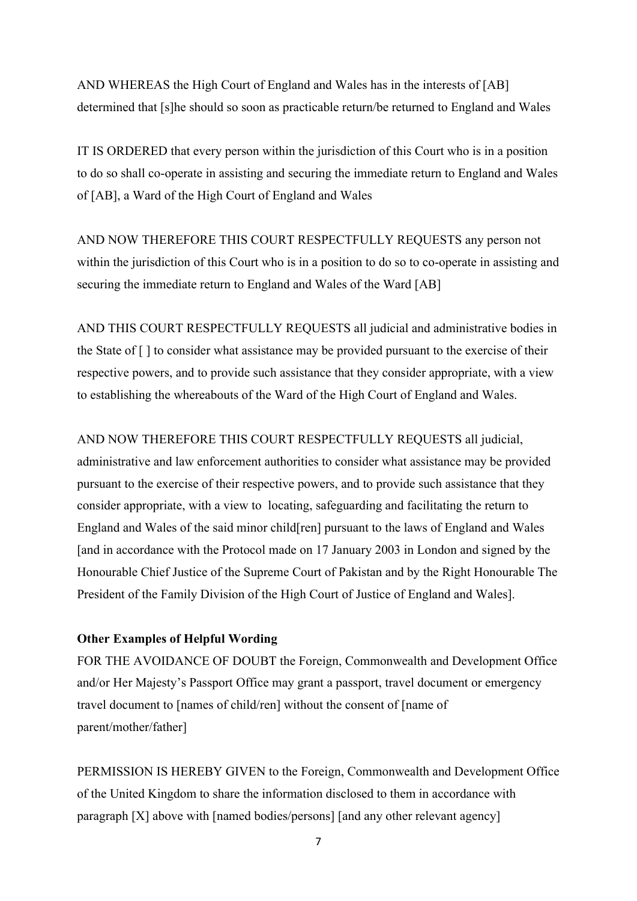AND WHEREAS the High Court of England and Wales has in the interests of [AB] determined that [s]he should so soon as practicable return/be returned to England and Wales

IT IS ORDERED that every person within the jurisdiction of this Court who is in a position to do so shall co-operate in assisting and securing the immediate return to England and Wales of [AB], a Ward of the High Court of England and Wales

AND NOW THEREFORE THIS COURT RESPECTFULLY REQUESTS any person not within the jurisdiction of this Court who is in a position to do so to co-operate in assisting and securing the immediate return to England and Wales of the Ward [AB]

AND THIS COURT RESPECTFULLY REQUESTS all judicial and administrative bodies in the State of [ ] to consider what assistance may be provided pursuant to the exercise of their respective powers, and to provide such assistance that they consider appropriate, with a view to establishing the whereabouts of the Ward of the High Court of England and Wales.

AND NOW THEREFORE THIS COURT RESPECTFULLY REQUESTS all judicial, administrative and law enforcement authorities to consider what assistance may be provided pursuant to the exercise of their respective powers, and to provide such assistance that they consider appropriate, with a view to locating, safeguarding and facilitating the return to England and Wales of the said minor child[ren] pursuant to the laws of England and Wales [and in accordance with the Protocol made on 17 January 2003 in London and signed by the Honourable Chief Justice of the Supreme Court of Pakistan and by the Right Honourable The President of the Family Division of the High Court of Justice of England and Wales].

**Other Examples of Helpful Wording**

FOR THE AVOIDANCE OF DOUBT the Foreign, Commonwealth and Development Office and/or Her Majesty's Passport Office may grant a passport, travel document or emergency travel document to [names of child/ren] without the consent of [name of parent/mother/father]

PERMISSION IS HEREBY GIVEN to the Foreign, Commonwealth and Development Office of the United Kingdom to share the information disclosed to them in accordance with paragraph [X] above with [named bodies/persons] [and any other relevant agency]